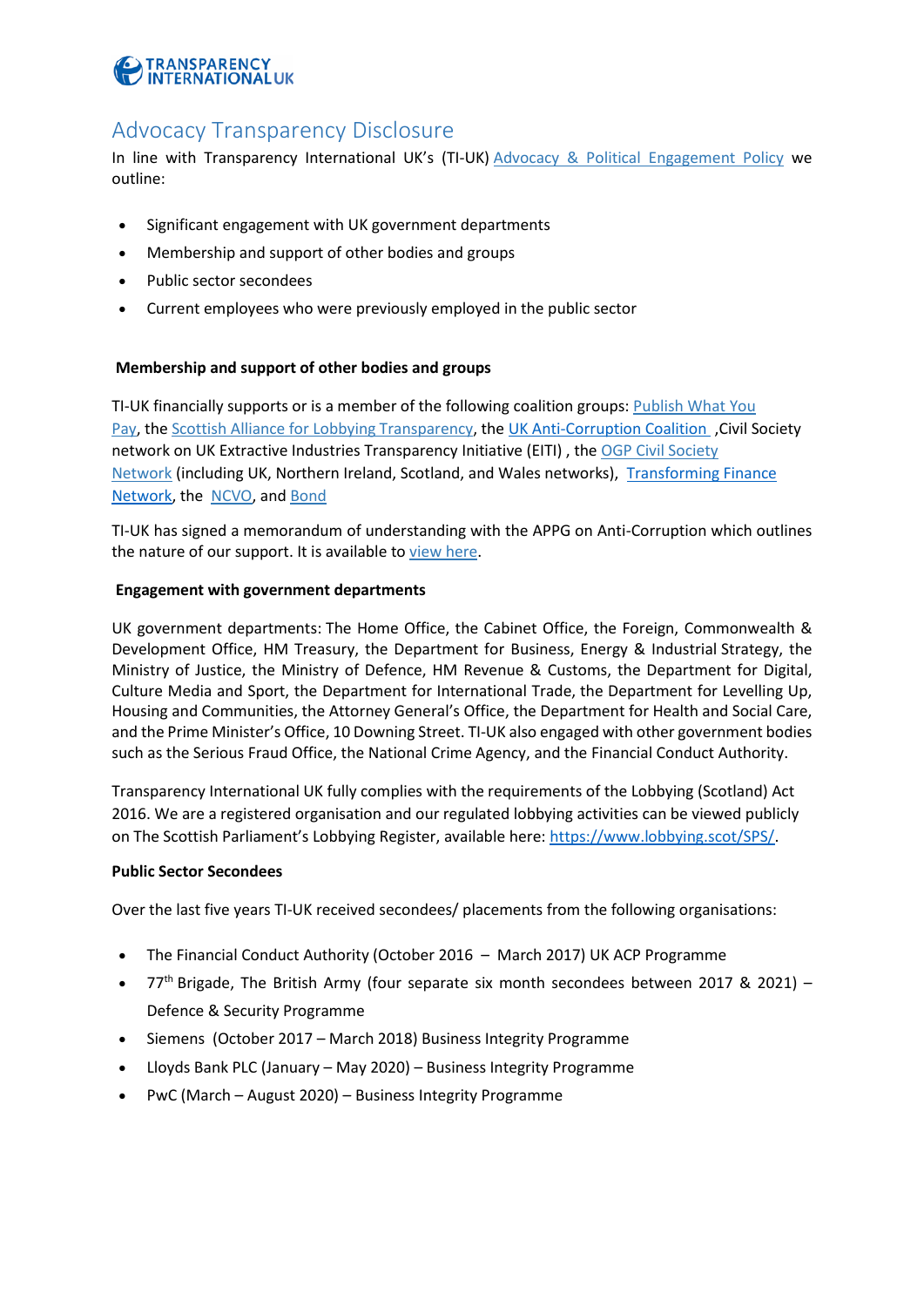TRANSPARENCY INTERNATIONAL UK

# Advocacy Transparency Disclosure

In line with Transparency International UK's (TI-UK) Advocacy & Political Engagement Policy we outline:

- Significant engagement with UK government departments
- Membership and support of other bodies and groups
- Public sector secondees
- Current employees who were previously employed in the public sector

**Membership and support of other bodies and groups**

TI-UK financially supports or is a member of the following coalition groups: Publish What You Pay, the Scottish Alliance for Lobbying Transparency, the UK Anti-Corruption Coalition ,Civil Society network on UK Extractive Industries Transparency Initiative (EITI) , the OGP Civil Society Network (including UK, Northern Ireland, Scotland, and Wales networks), Transforming Finance Network, the NCVO, and Bond

TI-UK has signed a memorandum of understanding with the APPG on Anti-Corruption which outlines the nature of our support. It is available to view here.

**Engagement with government departments**

UK government departments: The Home Office, the Cabinet Office, the Foreign, Commonwealth & Development Office, HM Treasury, the Department for Business, Energy & Industrial Strategy, the Ministry of Justice, the Ministry of Defence, HM Revenue & Customs, the Department for Digital, Culture Media and Sport, the Department for International Trade, the Department for Levelling Up, Housing and Communities, the Attorney General's Office, the Department for Health and Social Care, and the Prime Minister's Office, 10 Downing Street. TI-UK also engaged with other government bodies such as the Serious Fraud Office, the National Crime Agency, and the Financial Conduct Authority.

Transparency International UK fully complies with the requirements of the Lobbying (Scotland) Act 2016. We are a registered organisation and our regulated lobbying activities can be viewed publicly on The Scottish Parliament's Lobbying Register, available here: https://www.lobbying.scot/SPS/.

**Public Sector Secondees**

Over the last five years TI-UK received secondees/ placements from the following organisations:

- The Financial Conduct Authority (October 2016 – March 2017) UK ACP Programme
- 77th Brigade, The British Army (four separate six month secondees between 2017 & 2021) – Defence & Security Programme
- Siemens (October 2017 – March 2018) Business Integrity Programme
- Lloyds Bank PLC (January – May 2020) – Business Integrity Programme
- PwC (March – August 2020) – Business Integrity Programme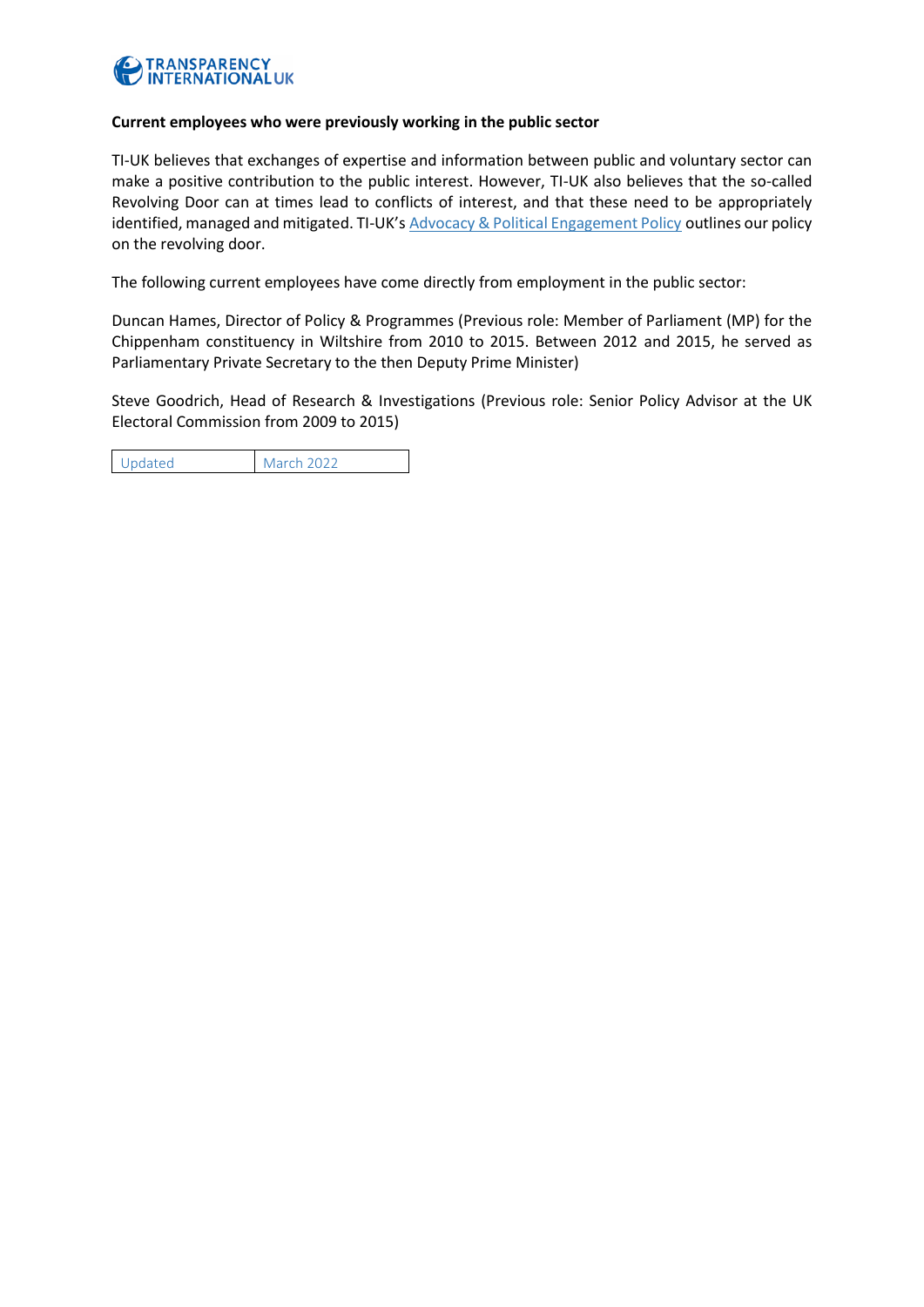**Current employees who were previously working in the public sector**

TI-UK believes that exchanges of expertise and information between public and voluntary sector can make a positive contribution to the public interest. However, TI-UK also believes that the so-called Revolving Door can at times lead to conflicts of interest, and that these need to be appropriately identified, managed and mitigated. TI-UK's Advocacy & Political Engagement Policy outlines our policy on the revolving door.

The following current employees have come directly from employment in the public sector:

Duncan Hames, Director of Policy & Programmes (Previous role: Member of Parliament (MP) for the Chippenham constituency in Wiltshire from 2010 to 2015. Between 2012 and 2015, he served as Parliamentary Private Secretary to the then Deputy Prime Minister)

Steve Goodrich, Head of Research & Investigations (Previous role: Senior Policy Advisor at the UK Electoral Commission from 2009 to 2015)

| | |
|---|---|
| Updated | March 2022 |